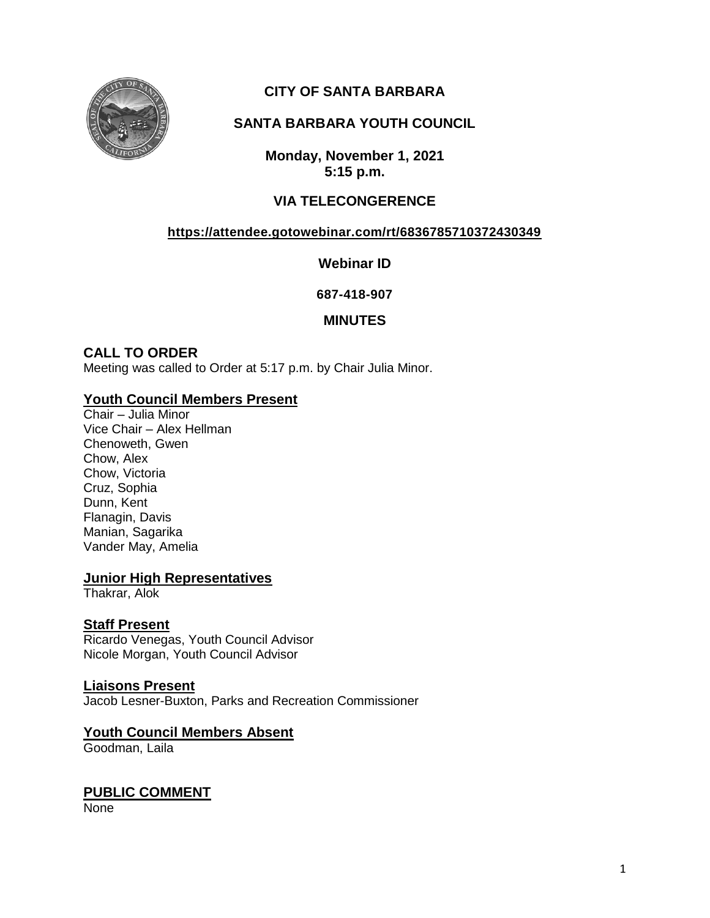# CITY OF SANTA BARBARA

## SANTA BARBARA YOUTH COUNCIL

**Monday, November 1, 2021**
**5:15 p.m.**

**VIA TELECONGERENCE**

**https://attendee.gotowebinar.com/rt/6836785710372430349**

**Webinar ID**

**687-418-907**

**MINUTES**

## CALL TO ORDER

Meeting was called to Order at 5:17 p.m. by Chair Julia Minor.

### Youth Council Members Present

Chair – Julia Minor
Vice Chair – Alex Hellman
Chenoweth, Gwen
Chow, Alex
Chow, Victoria
Cruz, Sophia
Dunn, Kent
Flanagin, Davis
Manian, Sagarika
Vander May, Amelia

### Junior High Representatives

Thakrar, Alok

### Staff Present

Ricardo Venegas, Youth Council Advisor
Nicole Morgan, Youth Council Advisor

### Liaisons Present

Jacob Lesner-Buxton, Parks and Recreation Commissioner

### Youth Council Members Absent

Goodman, Laila

## PUBLIC COMMENT

None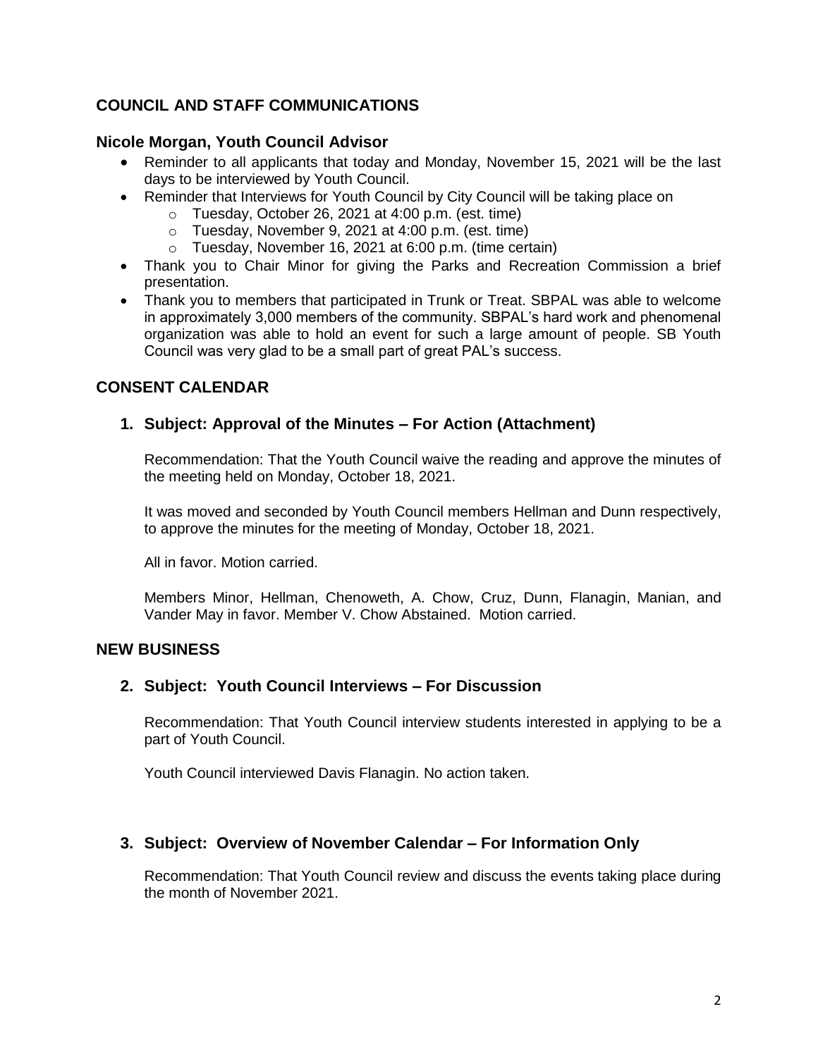## COUNCIL AND STAFF COMMUNICATIONS

### Nicole Morgan, Youth Council Advisor

- Reminder to all applicants that today and Monday, November 15, 2021 will be the last days to be interviewed by Youth Council.
- Reminder that Interviews for Youth Council by City Council will be taking place on
  - Tuesday, October 26, 2021 at 4:00 p.m. (est. time)
  - Tuesday, November 9, 2021 at 4:00 p.m. (est. time)
  - Tuesday, November 16, 2021 at 6:00 p.m. (time certain)
- Thank you to Chair Minor for giving the Parks and Recreation Commission a brief presentation.
- Thank you to members that participated in Trunk or Treat. SBPAL was able to welcome in approximately 3,000 members of the community. SBPAL's hard work and phenomenal organization was able to hold an event for such a large amount of people. SB Youth Council was very glad to be a small part of great PAL's success.

## CONSENT CALENDAR

### 1. Subject: Approval of the Minutes – For Action (Attachment)

Recommendation: That the Youth Council waive the reading and approve the minutes of the meeting held on Monday, October 18, 2021.

It was moved and seconded by Youth Council members Hellman and Dunn respectively, to approve the minutes for the meeting of Monday, October 18, 2021.

All in favor. Motion carried.

Members Minor, Hellman, Chenoweth, A. Chow, Cruz, Dunn, Flanagin, Manian, and Vander May in favor. Member V. Chow Abstained. Motion carried.

## NEW BUSINESS

### 2. Subject: Youth Council Interviews – For Discussion

Recommendation: That Youth Council interview students interested in applying to be a part of Youth Council.

Youth Council interviewed Davis Flanagin. No action taken.

### 3. Subject: Overview of November Calendar – For Information Only

Recommendation: That Youth Council review and discuss the events taking place during the month of November 2021.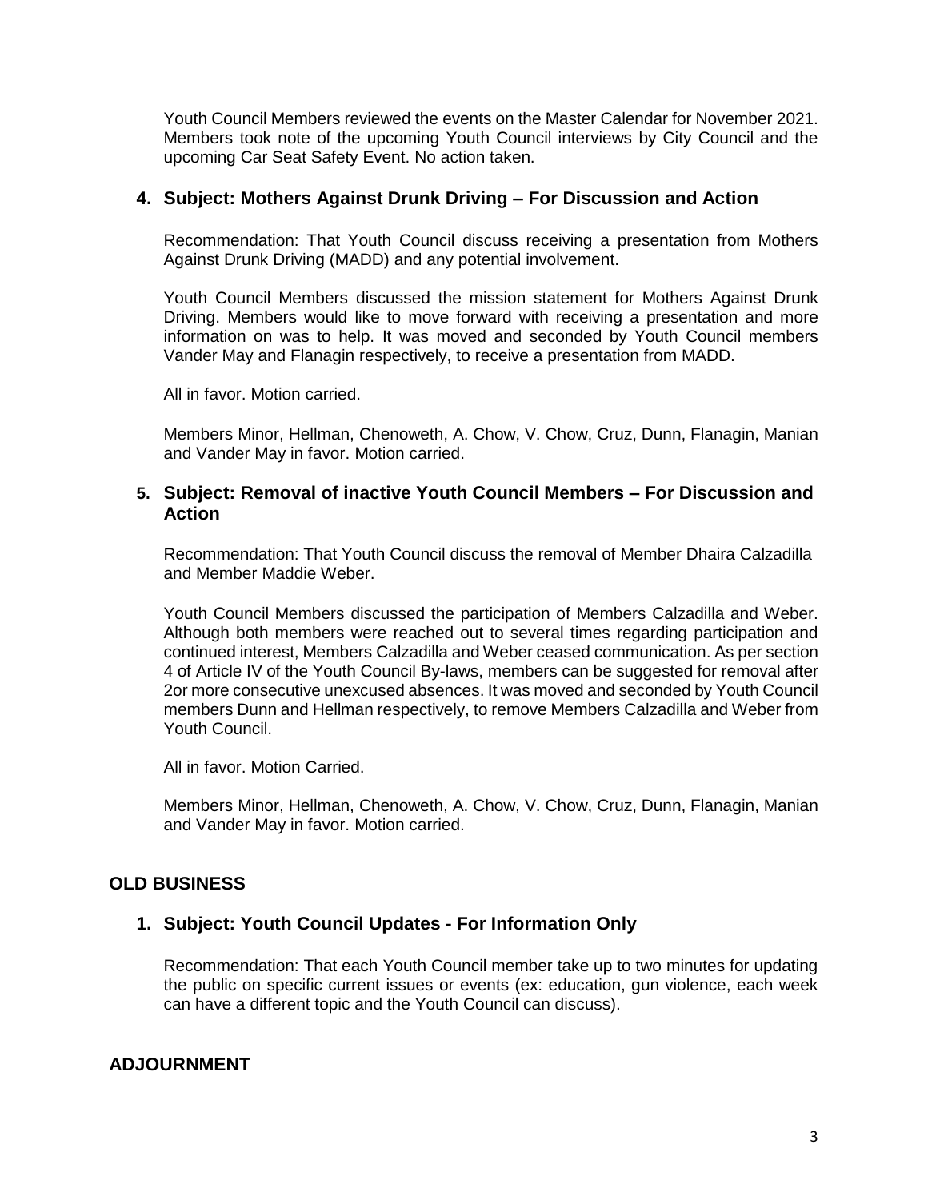Youth Council Members reviewed the events on the Master Calendar for November 2021. Members took note of the upcoming Youth Council interviews by City Council and the upcoming Car Seat Safety Event. No action taken.

### 4. Subject: Mothers Against Drunk Driving – For Discussion and Action

Recommendation: That Youth Council discuss receiving a presentation from Mothers Against Drunk Driving (MADD) and any potential involvement.

Youth Council Members discussed the mission statement for Mothers Against Drunk Driving. Members would like to move forward with receiving a presentation and more information on was to help. It was moved and seconded by Youth Council members Vander May and Flanagin respectively, to receive a presentation from MADD.

All in favor. Motion carried.

Members Minor, Hellman, Chenoweth, A. Chow, V. Chow, Cruz, Dunn, Flanagin, Manian and Vander May in favor. Motion carried.

### 5. Subject: Removal of inactive Youth Council Members – For Discussion and Action

Recommendation: That Youth Council discuss the removal of Member Dhaira Calzadilla and Member Maddie Weber.

Youth Council Members discussed the participation of Members Calzadilla and Weber. Although both members were reached out to several times regarding participation and continued interest, Members Calzadilla and Weber ceased communication. As per section 4 of Article IV of the Youth Council By-laws, members can be suggested for removal after 2or more consecutive unexcused absences. It was moved and seconded by Youth Council members Dunn and Hellman respectively, to remove Members Calzadilla and Weber from Youth Council.

All in favor. Motion Carried.

Members Minor, Hellman, Chenoweth, A. Chow, V. Chow, Cruz, Dunn, Flanagin, Manian and Vander May in favor. Motion carried.

## OLD BUSINESS

### 1. Subject: Youth Council Updates - For Information Only

Recommendation: That each Youth Council member take up to two minutes for updating the public on specific current issues or events (ex: education, gun violence, each week can have a different topic and the Youth Council can discuss).

## ADJOURNMENT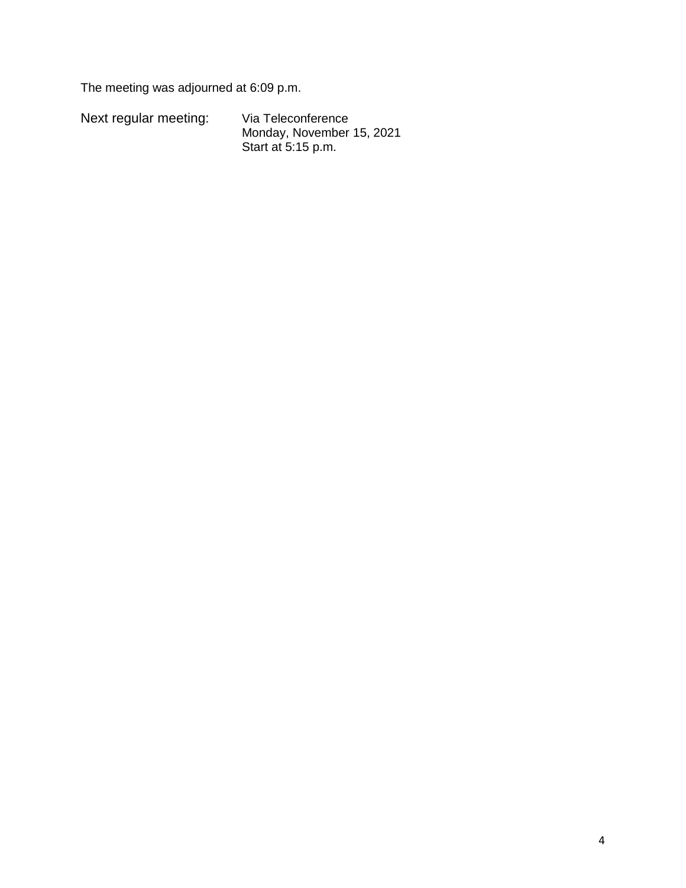The meeting was adjourned at 6:09 p.m.

Next regular meeting: Via Teleconference
Monday, November 15, 2021
Start at 5:15 p.m.